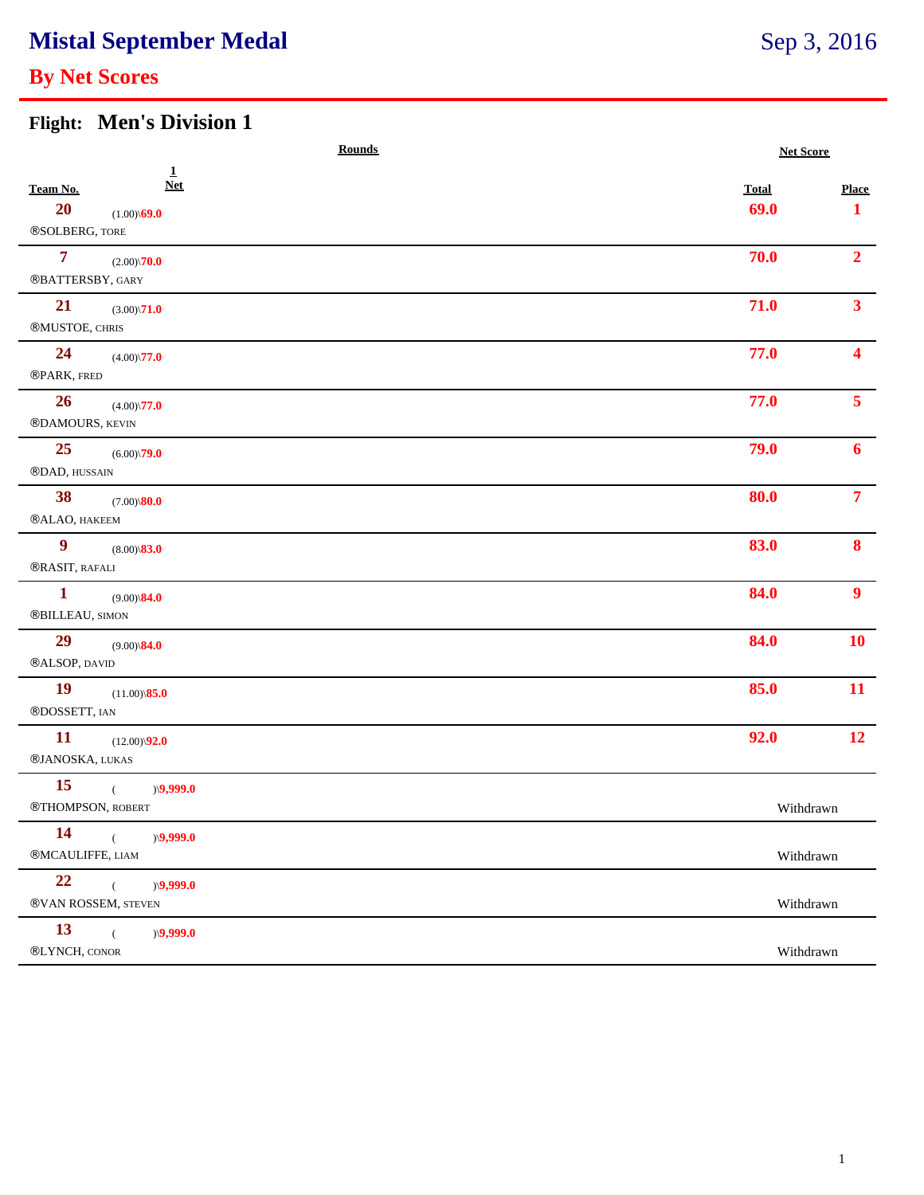# Mistal September Medal

Sep 3, 2016

## By Net Scores

### Flight: Men's Division 1

| Team No. | Rounds 1 Net | Net Score Total | Place |
|---|---|---|---|
| 20 ®SOLBERG, TORE | (1.00)\69.0 | 69.0 | 1 |
| 7 ®BATTERSBY, GARY | (2.00)\70.0 | 70.0 | 2 |
| 21 ®MUSTOE, CHRIS | (3.00)\71.0 | 71.0 | 3 |
| 24 ®PARK, FRED | (4.00)\77.0 | 77.0 | 4 |
| 26 ®DAMOURS, KEVIN | (4.00)\77.0 | 77.0 | 5 |
| 25 ®DAD, HUSSAIN | (6.00)\79.0 | 79.0 | 6 |
| 38 ®ALAO, HAKEEM | (7.00)\80.0 | 80.0 | 7 |
| 9 ®RASIT, RAFALI | (8.00)\83.0 | 83.0 | 8 |
| 1 ®BILLEAU, SIMON | (9.00)\84.0 | 84.0 | 9 |
| 29 ®ALSOP, DAVID | (9.00)\84.0 | 84.0 | 10 |
| 19 ®DOSSETT, IAN | (11.00)\85.0 | 85.0 | 11 |
| 11 ®JANOSKA, LUKAS | (12.00)\92.0 | 92.0 | 12 |
| 15 ®THOMPSON, ROBERT | ( )\9,999.0 | Withdrawn | |
| 14 ®MCAULIFFE, LIAM | ( )\9,999.0 | Withdrawn | |
| 22 ®VAN ROSSEM, STEVEN | ( )\9,999.0 | Withdrawn | |
| 13 ®LYNCH, CONOR | ( )\9,999.0 | Withdrawn | |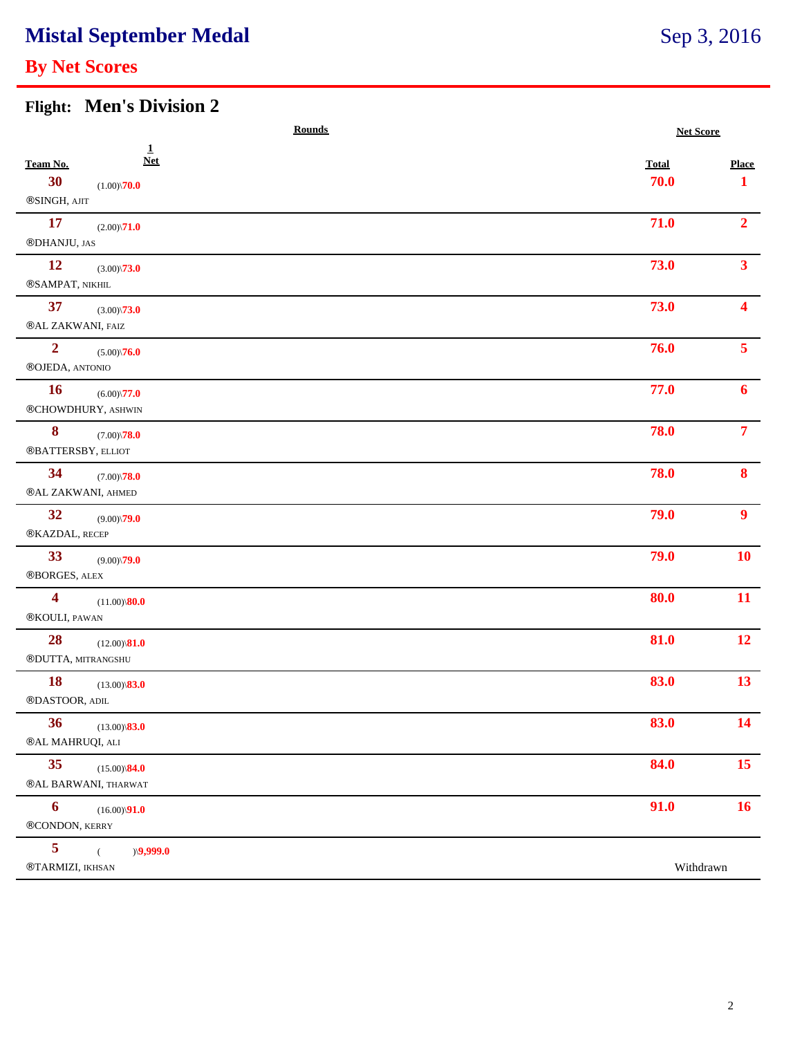# Mistal September Medal

Sep 3, 2016

## By Net Scores

### Flight: Men's Division 2

| Team No. | Rounds 1 Net | Net Score Total | Place |
|---|---|---|---|
| 30 ®SINGH, AJIT | (1.00)\70.0 | 70.0 | 1 |
| 17 ®DHANJU, JAS | (2.00)\71.0 | 71.0 | 2 |
| 12 ®SAMPAT, NIKHIL | (3.00)\73.0 | 73.0 | 3 |
| 37 ®AL ZAKWANI, FAIZ | (3.00)\73.0 | 73.0 | 4 |
| 2 ®OJEDA, ANTONIO | (5.00)\76.0 | 76.0 | 5 |
| 16 ®CHOWDHURY, ASHWIN | (6.00)\77.0 | 77.0 | 6 |
| 8 ®BATTERSBY, ELLIOT | (7.00)\78.0 | 78.0 | 7 |
| 34 ®AL ZAKWANI, AHMED | (7.00)\78.0 | 78.0 | 8 |
| 32 ®KAZDAL, RECEP | (9.00)\79.0 | 79.0 | 9 |
| 33 ®BORGES, ALEX | (9.00)\79.0 | 79.0 | 10 |
| 4 ®KOULI, PAWAN | (11.00)\80.0 | 80.0 | 11 |
| 28 ®DUTTA, MITRANGSHU | (12.00)\81.0 | 81.0 | 12 |
| 18 ®DASTOOR, ADIL | (13.00)\83.0 | 83.0 | 13 |
| 36 ®AL MAHRUQI, ALI | (13.00)\83.0 | 83.0 | 14 |
| 35 ®AL BARWANI, THARWAT | (15.00)\84.0 | 84.0 | 15 |
| 6 ®CONDON, KERRY | (16.00)\91.0 | 91.0 | 16 |
| 5 ®TARMIZI, IKHSAN | ( )\9,999.0 | Withdrawn | |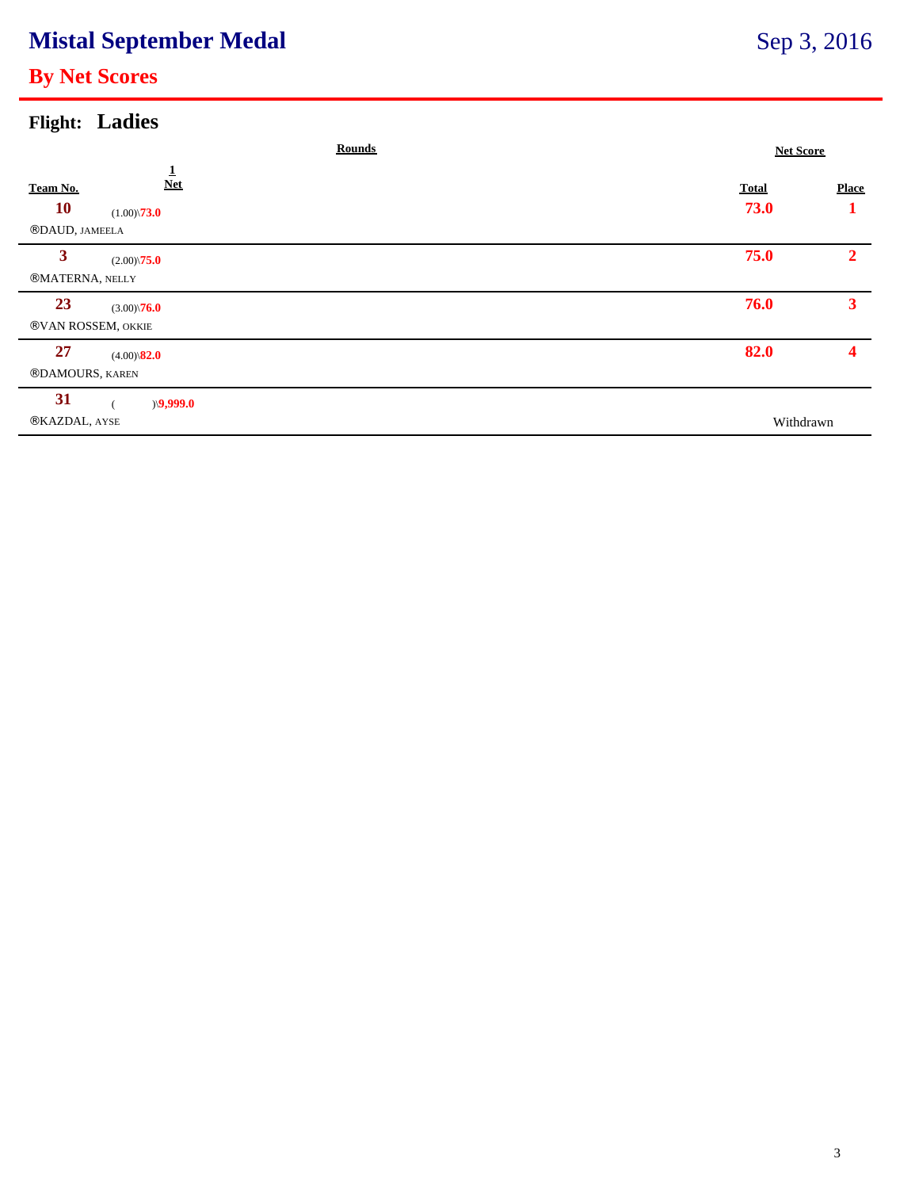# Mistal September Medal

Sep 3, 2016

## By Net Scores

### Flight: Ladies

| Team No. | Rounds 1 Net | Net Score Total | Place |
|---|---|---|---|
| 10 ®DAUD, JAMEELA | (1.00)\73.0 | 73.0 | 1 |
| 3 ®MATERNA, NELLY | (2.00)\75.0 | 75.0 | 2 |
| 23 ®VAN ROSSEM, OKKIE | (3.00)\76.0 | 76.0 | 3 |
| 27 ®DAMOURS, KAREN | (4.00)\82.0 | 82.0 | 4 |
| 31 ®KAZDAL, AYSE | ( )\9,999.0 | Withdrawn | |